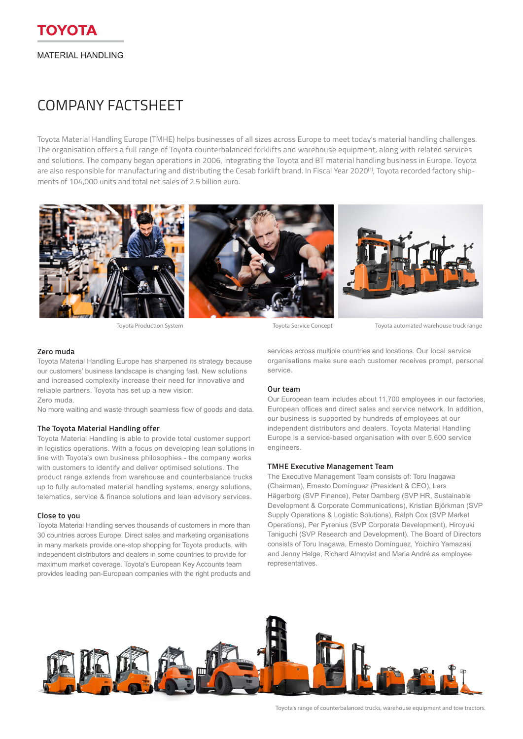TOYOTA

MATERIAL HANDLING

# COMPANY FACTSHEET

Toyota Material Handling Europe (TMHE) helps businesses of all sizes across Europe to meet today's material handling challenges. The organisation offers a full range of Toyota counterbalanced forklifts and warehouse equipment, along with related services and solutions. The company began operations in 2006, integrating the Toyota and BT material handling business in Europe. Toyota are also responsible for manufacturing and distributing the Cesab forklift brand. In Fiscal Year 2020[1], Toyota recorded factory shipments of 104,000 units and total net sales of 2.5 billion euro.

Toyota Production System

Toyota Service Concept

Toyota automated warehouse truck range

## Zero muda

Toyota Material Handling Europe has sharpened its strategy because our customers' business landscape is changing fast. New solutions and increased complexity increase their need for innovative and reliable partners. Toyota has set up a new vision.
Zero muda.
No more waiting and waste through seamless flow of goods and data.

## The Toyota Material Handling offer

Toyota Material Handling is able to provide total customer support in logistics operations. With a focus on developing lean solutions in line with Toyota's own business philosophies - the company works with customers to identify and deliver optimised solutions. The product range extends from warehouse and counterbalance trucks up to fully automated material handling systems, energy solutions, telematics, service & finance solutions and lean advisory services.

## Close to you

Toyota Material Handling serves thousands of customers in more than 30 countries across Europe. Direct sales and marketing organisations in many markets provide one-stop shopping for Toyota products, with independent distributors and dealers in some countries to provide for maximum market coverage. Toyota's European Key Accounts team provides leading pan-European companies with the right products and services across multiple countries and locations. Our local service organisations make sure each customer receives prompt, personal service.

## Our team

Our European team includes about 11,700 employees in our factories, European offices and direct sales and service network. In addition, our business is supported by hundreds of employees at our independent distributors and dealers. Toyota Material Handling Europe is a service-based organisation with over 5,600 service engineers.

## TMHE Executive Management Team

The Executive Management Team consists of: Toru Inagawa (Chairman), Ernesto Domínguez (President & CEO), Lars Hägerborg (SVP Finance), Peter Damberg (SVP HR, Sustainable Development & Corporate Communications), Kristian Björkman (SVP Supply Operations & Logistic Solutions), Ralph Cox (SVP Market Operations), Per Fyrenius (SVP Corporate Development), Hiroyuki Taniguchi (SVP Research and Development). The Board of Directors consists of Toru Inagawa, Ernesto Domínguez, Yoichiro Yamazaki and Jenny Helge, Richard Almqvist and Maria André as employee representatives.

Toyota's range of counterbalanced trucks, warehouse equipment and tow tractors.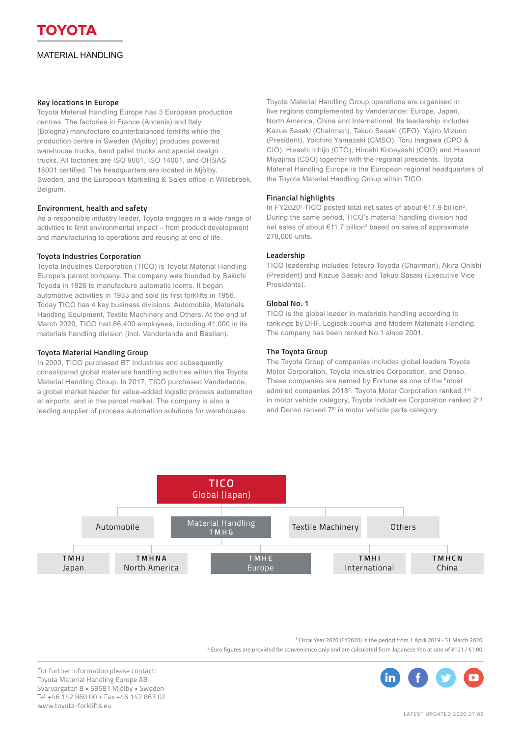TOYOTA

MATERIAL HANDLING

### Key locations in Europe

Toyota Material Handling Europe has 3 European production centres. The factories in France (Ancenis) and Italy (Bologna) manufacture counterbalanced forklifts while the production centre in Sweden (Mjölby) produces powered warehouse trucks, hand pallet trucks and special design trucks. All factories are ISO 9001, ISO 14001, and OHSAS 18001 certified. The headquarters are located in Mjölby, Sweden, and the European Marketing & Sales office in Willebroek, Belgium.

### Environment, health and safety

As a responsible industry leader, Toyota engages in a wide range of activities to limit environmental impact – from product development and manufacturing to operations and reusing at end of life.

### Toyota Industries Corporation

Toyota Industries Corporation (TICO) is Toyota Material Handling Europe's parent company. The company was founded by Sakichi Toyoda in 1926 to manufacture automatic looms. It began automotive activities in 1933 and sold its first forklifts in 1956. Today TICO has 4 key business divisions: Automobile, Materials Handling Equipment, Textile Machinery and Others. At the end of March 2020, TICO had 66,400 employees, including 41,000 in its materials handling division (incl. Vanderlande and Bastian).

### Toyota Material Handling Group

In 2000, TICO purchased BT Industries and subsequently consolidated global materials handling activities within the Toyota Material Handling Group. In 2017, TICO purchased Vanderlande, a global market leader for value-added logistic process automation at airports, and in the parcel market. The company is also a leading supplier of process automation solutions for warehouses.

Toyota Material Handling Group operations are organised in five regions complemented by Vanderlande: Europe, Japan, North America, China and International. Its leadership includes Kazue Sasaki (Chairman), Takuo Sasaki (CFO), Yojiro Mizuno (President), Yoichiro Yamazaki (CMSO), Toru Inagawa (CPO & CIO), Hisashi Ichijo (CTO), Hiroshi Kobayashi (CQO) and Hisanori Miyajima (CSO) together with the regional presidents. Toyota Material Handling Europe is the European regional headquarters of the Toyota Material Handling Group within TICO.

### Financial highlights

In FY2020[1] TICO posted total net sales of about €17.9 billion[2]. During the same period, TICO's material handling division had net sales of about €11.7 billion[2] based on sales of approximate 278,000 units.

### Leadership

TICO leadership includes Tetsuro Toyoda (Chairman), Akira Onishi (President) and Kazue Sasaki and Takuo Sasaki (Executive Vice Presidents).

### Global No. 1

TICO is the global leader in materials handling according to rankings by DHF, Logistik Journal and Modern Materials Handling. The company has been ranked No.1 since 2001.

### The Toyota Group

The Toyota Group of companies includes global leaders Toyota Motor Corporation, Toyota Industries Corporation, and Denso. These companies are named by Fortune as one of the "most admired companies 2018". Toyota Motor Corporation ranked 1st in motor vehicle category, Toyota Industries Corporation ranked 2nd and Denso ranked 7th in motor vehicle parts category.

TICO
Global (Japan)

Automobile
Material Handling TMHG
Textile Machinery
Others

TMHJ Japan
TMHNA North America
TMHE Europe
TMHI International
TMHCN China

[1] Fiscal Year 2020 (FY2020) is the period from 1 April 2019 - 31 March 2020.
[2] Euro figures are provided for convenience only and are calculated from Japanese Yen at rate of ¥121 / €1.00.

For further information please contact:
Toyota Material Handling Europe AB
Svarvargatan 8 • 59581 Mjölby • Sweden
Tel +46 142 860 00 • Fax +46 142 863 02
www.toyota-forklifts.eu

LATEST UPDATED 2020.07.08